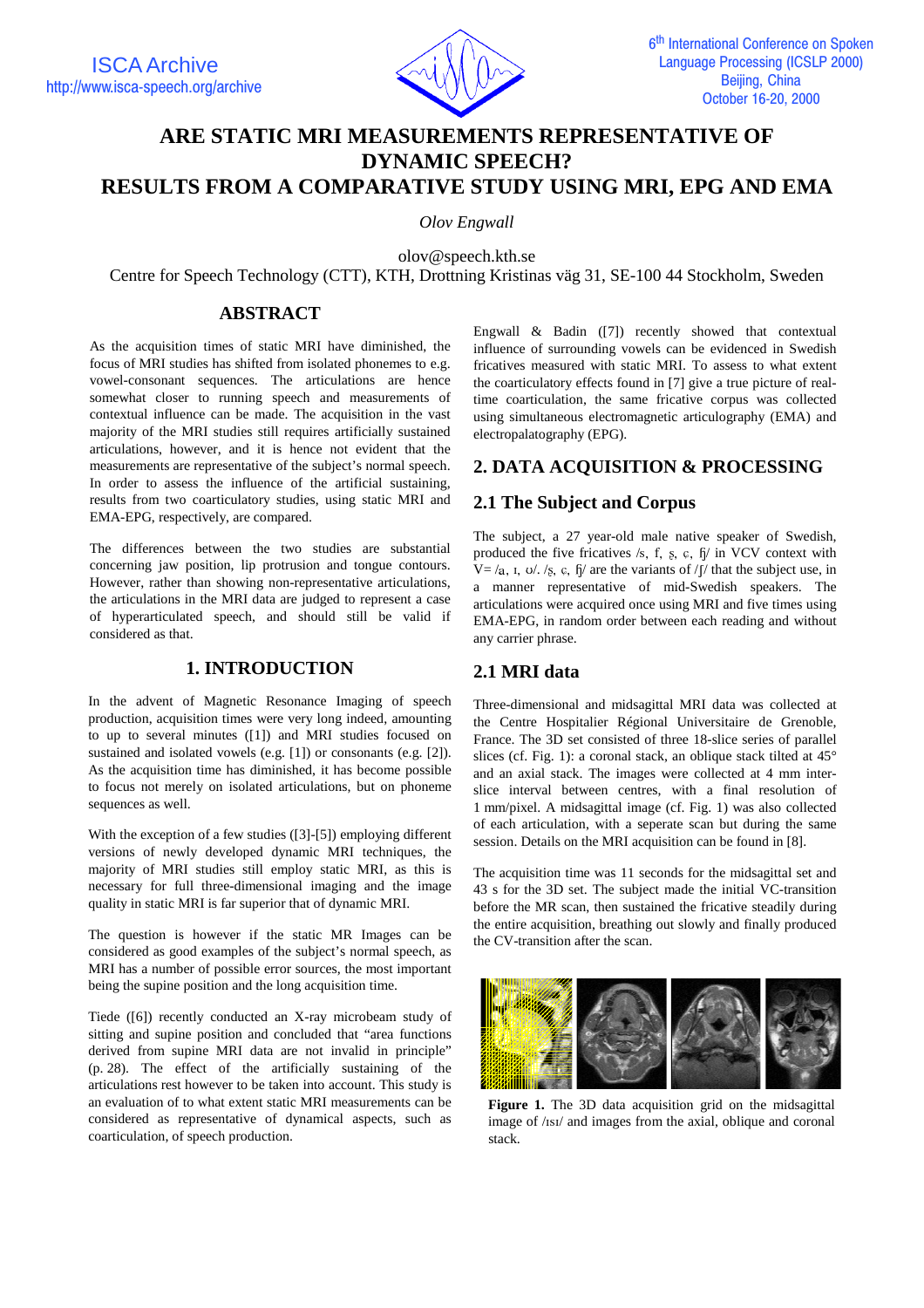# ARE STATIC MRI MEASUREMENTS REPRESENTATIVE OF DYNAMIC SPEECH? RESULTS FROM A COMPARATIVE STUDY USING MRI, EPG AND EMA

*Olov Engwall*

olov@speech.kth.se

Centre for Speech Technology (CTT), KTH, Drottning Kristinas väg 31, SE-100 44 Stockholm, Sweden

## ABSTRACT

As the acquisition times of static MRI have diminished, the focus of MRI studies has shifted from isolated phonemes to e.g. vowel-consonant sequences. The articulations are hence somewhat closer to running speech and measurements of contextual influence can be made. The acquisition in the vast majority of the MRI studies still requires artificially sustained articulations, however, and it is hence not evident that the measurements are representative of the subject's normal speech. In order to assess the influence of the artificial sustaining, results from two coarticulatory studies, using static MRI and EMA-EPG, respectively, are compared.

The differences between the two studies are substantial concerning jaw position, lip protrusion and tongue contours. However, rather than showing non-representative articulations, the articulations in the MRI data are judged to represent a case of hyperarticulated speech, and should still be valid if considered as that.

## 1. INTRODUCTION

In the advent of Magnetic Resonance Imaging of speech production, acquisition times were very long indeed, amounting to up to several minutes ([1]) and MRI studies focused on sustained and isolated vowels (e.g. [1]) or consonants (e.g. [2]). As the acquisition time has diminished, it has become possible to focus not merely on isolated articulations, but on phoneme sequences as well.

With the exception of a few studies ([3]-[5]) employing different versions of newly developed dynamic MRI techniques, the majority of MRI studies still employ static MRI, as this is necessary for full three-dimensional imaging and the image quality in static MRI is far superior that of dynamic MRI.

The question is however if the static MR Images can be considered as good examples of the subject's normal speech, as MRI has a number of possible error sources, the most important being the supine position and the long acquisition time.

Tiede ([6]) recently conducted an X-ray microbeam study of sitting and supine position and concluded that "area functions derived from supine MRI data are not invalid in principle" (p. 28). The effect of the artificially sustaining of the articulations rest however to be taken into account. This study is an evaluation of to what extent static MRI measurements can be considered as representative of dynamical aspects, such as coarticulation, of speech production.

Engwall & Badin ([7]) recently showed that contextual influence of surrounding vowels can be evidenced in Swedish fricatives measured with static MRI. To assess to what extent the coarticulatory effects found in [7] give a true picture of real-time coarticulation, the same fricative corpus was collected using simultaneous electromagnetic articulography (EMA) and electropalatography (EPG).

## 2. DATA ACQUISITION & PROCESSING

### 2.1 The Subject and Corpus

The subject, a 27 year-old male native speaker of Swedish, produced the five fricatives /s, f, ʂ, ɕ, ɧ/ in VCV context with V= /a, ɪ, ʊ/. /ʂ, ɕ, ɧ/ are the variants of /ʃ/ that the subject use, in a manner representative of mid-Swedish speakers. The articulations were acquired once using MRI and five times using EMA-EPG, in random order between each reading and without any carrier phrase.

### 2.1 MRI data

Three-dimensional and midsagittal MRI data was collected at the Centre Hospitalier Régional Universitaire de Grenoble, France. The 3D set consisted of three 18-slice series of parallel slices (cf. Fig. 1): a coronal stack, an oblique stack tilted at 45° and an axial stack. The images were collected at 4 mm inter-slice interval between centres, with a final resolution of 1 mm/pixel. A midsagittal image (cf. Fig. 1) was also collected of each articulation, with a seperate scan but during the same session. Details on the MRI acquisition can be found in [8].

The acquisition time was 11 seconds for the midsagittal set and 43 s for the 3D set. The subject made the initial VC-transition before the MR scan, then sustained the fricative steadily during the entire acquisition, breathing out slowly and finally produced the CV-transition after the scan.

**Figure 1.** The 3D data acquisition grid on the midsagittal image of /ɪsɪ/ and images from the axial, oblique and coronal stack.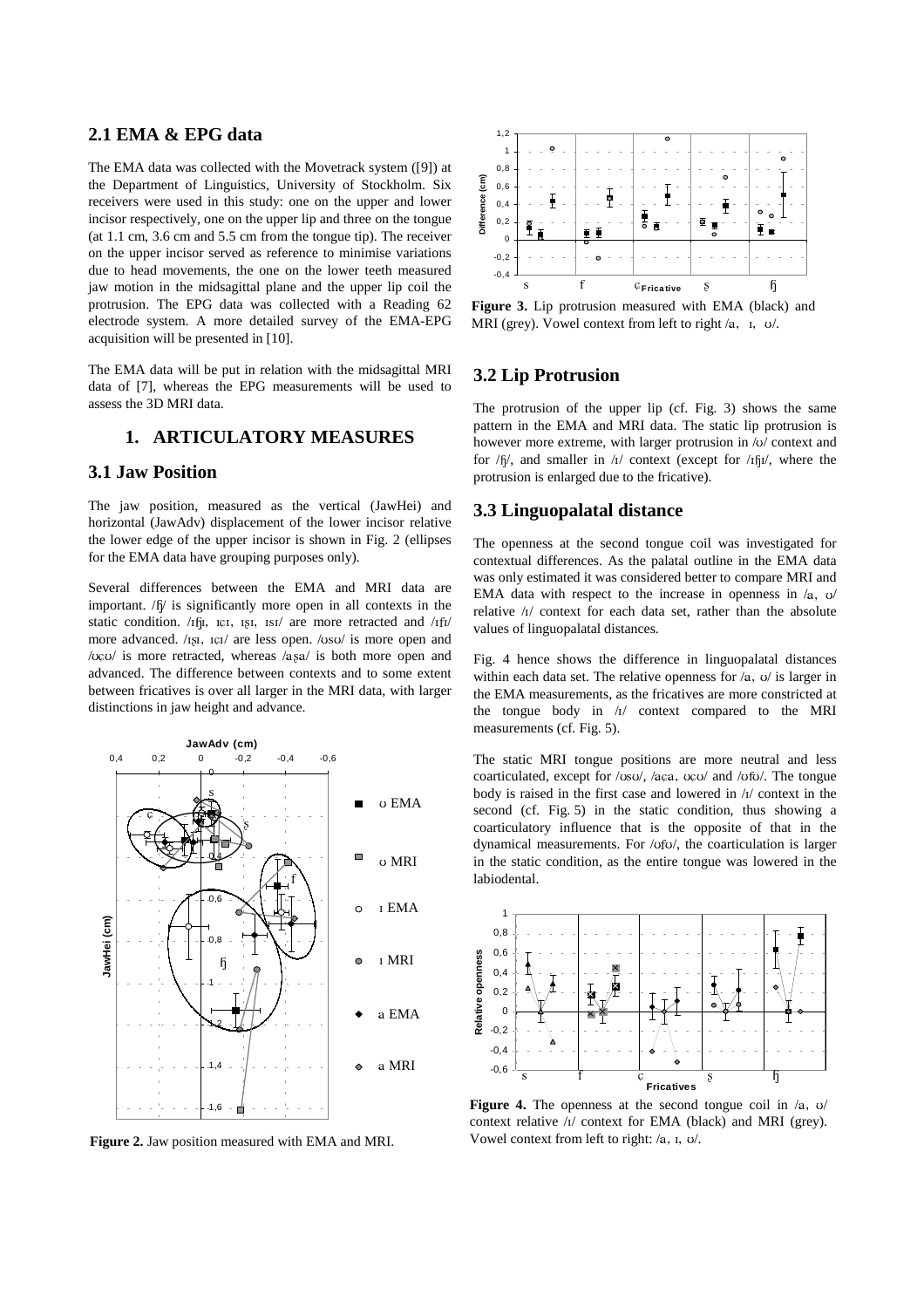## 2.1 EMA & EPG data

The EMA data was collected with the Movetrack system ([9]) at the Department of Linguistics, University of Stockholm. Six receivers were used in this study: one on the upper and lower incisor respectively, one on the upper lip and three on the tongue (at 1.1 cm, 3.6 cm and 5.5 cm from the tongue tip). The receiver on the upper incisor served as reference to minimise variations due to head movements, the one on the lower teeth measured jaw motion in the midsagittal plane and the upper lip coil the protrusion. The EPG data was collected with a Reading 62 electrode system. A more detailed survey of the EMA-EPG acquisition will be presented in [10].

The EMA data will be put in relation with the midsagittal MRI data of [7], whereas the EPG measurements will be used to assess the 3D MRI data.

# 1. ARTICULATORY MEASURES

## 3.1 Jaw Position

The jaw position, measured as the vertical (JawHei) and horizontal (JawAdv) displacement of the lower incisor relative the lower edge of the upper incisor is shown in Fig. 2 (ellipses for the EMA data have grouping purposes only).

Several differences between the EMA and MRI data are important. /ɧ/ is significantly more open in all contexts in the static condition. /ɪɧɪ, ɪçɪ, ɪʂɪ, ɪsɪ/ are more retracted and /ɪfɪ/ more advanced. /ɪʂɪ, ɪçɪ/ are less open. /ʊsʊ/ is more open and /ʊçʊ/ is more retracted, whereas /aʂa/ is both more open and advanced. The difference between contexts and to some extent between fricatives is over all larger in the MRI data, with larger distinctions in jaw height and advance.

**Figure 2.** Jaw position measured with EMA and MRI.

**Figure 3.** Lip protrusion measured with EMA (black) and MRI (grey). Vowel context from left to right /a, ɪ, ʊ/.

## 3.2 Lip Protrusion

The protrusion of the upper lip (cf. Fig. 3) shows the same pattern in the EMA and MRI data. The static lip protrusion is however more extreme, with larger protrusion in /ʊ/ context and for /ɧ/, and smaller in /ɪ/ context (except for /ɪɧɪ/, where the protrusion is enlarged due to the fricative).

## 3.3 Linguopalatal distance

The openness at the second tongue coil was investigated for contextual differences. As the palatal outline in the EMA data was only estimated it was considered better to compare MRI and EMA data with respect to the increase in openness in /a, ʊ/ relative /ɪ/ context for each data set, rather than the absolute values of linguopalatal distances.

Fig. 4 hence shows the difference in linguopalatal distances within each data set. The relative openness for /a, ʊ/ is larger in the EMA measurements, as the fricatives are more constricted at the tongue body in /ɪ/ context compared to the MRI measurements (cf. Fig. 5).

The static MRI tongue positions are more neutral and less coarticulated, except for /ʊsʊ/, /aça, ʊçʊ/ and /ʊfʊ/. The tongue body is raised in the first case and lowered in /ɪ/ context in the second (cf. Fig. 5) in the static condition, thus showing a coarticulatory influence that is the opposite of that in the dynamical measurements. For /ʊfʊ/, the coarticulation is larger in the static condition, as the entire tongue was lowered in the labiodental.

**Figure 4.** The openness at the second tongue coil in /a, ʊ/ context relative /ɪ/ context for EMA (black) and MRI (grey). Vowel context from left to right: /a, ɪ, ʊ/.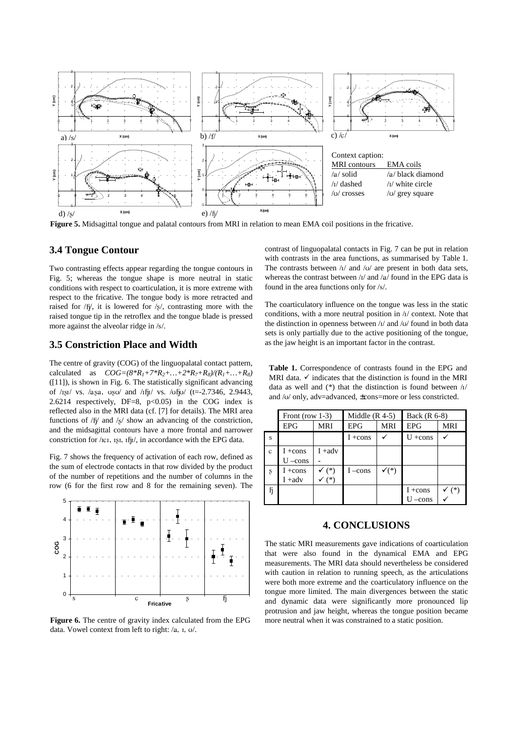**Figure 5.** Midsagittal tongue and palatal contours from MRI in relation to mean EMA coil positions in the fricative.

Context caption:

| MRI contours | EMA coils |
|---|---|
| /a/ solid | /a/ black diamond |
| /ɪ/ dashed | /ɪ/ white circle |
| /ʊ/ crosses | /ʊ/ grey square |

## 3.4 Tongue Contour

Two contrasting effects appear regarding the tongue contours in Fig. 5; whereas the tongue shape is more neutral in static conditions with respect to coarticulation, it is more extreme with respect to the fricative. The tongue body is more retracted and raised for /ɧ/, it is lowered for /ʂ/, contrasting more with the raised tongue tip in the retroflex and the tongue blade is pressed more against the alveolar ridge in /s/.

## 3.5 Constriction Place and Width

The centre of gravity (COG) of the linguopalatal contact pattern, calculated as $COG=(8*R_1+7*R_2+…+2*R_7+R_8)/(R_1+…+R_8)$ ([11]), is shown in Fig. 6. The statistically significant advancing of /ɪʂɪ/ vs. /aʂa, ʊʂʊ/ and /ɪɧɪ/ vs. /ʊɧʊ/ (t=-2.7346, 2.9443, 2.6214 respectively, DF=8, $p<0.05$) in the COG index is reflected also in the MRI data (cf. [7] for details). The MRI area functions of /ɧ/ and /ʂ/ show an advancing of the constriction, and the midsagittal contours have a more frontal and narrower constriction for /ɪɕɪ, ɪʂɪ, ɪɧɪ/, in accordance with the EPG data.

Fig. 7 shows the frequency of activation of each row, defined as the sum of electrode contacts in that row divided by the product of the number of repetitions and the number of columns in the row (6 for the first row and 8 for the remaining seven). The contrast of linguopalatal contacts in Fig. 7 can be put in relation with contrasts in the area functions, as summarised by Table 1. The contrasts between /ɪ/ and /ʊ/ are present in both data sets, whereas the contrast between /ɪ/ and /a/ found in the EPG data is found in the area functions only for /s/.

**Figure 6.** The centre of gravity index calculated from the EPG data. Vowel context from left to right: /a, ɪ, ʊ/.

The coarticulatory influence on the tongue was less in the static conditions, with a more neutral position in /ɪ/ context. Note that the distinction in openness between /ɪ/ and /ʊ/ found in both data sets is only partially due to the active positioning of the tongue, as the jaw height is an important factor in the contrast.

**Table 1.** Correspondence of contrasts found in the EPG and MRI data. ✓ indicates that the distinction is found in the MRI data as well and (*) that the distinction is found between /ɪ/ and /ʊ/ only, adv=advanced, ±cons=more or less constricted.

| | Front (row 1-3) | | Middle (R 4-5) | | Back (R 6-8) | |
|---|---|---|---|---|---|---|
| | EPG | MRI | EPG | MRI | EPG | MRI |
| s | | | I +cons | ✓ | U +cons | ✓ |
| ɕ | I +cons<br>U –cons | I +adv<br>- | | | | |
| ʂ | I +cons<br>I +adv | ✓ (*)<br>✓ (*) | I –cons | ✓(*) | | |
| ɧ | | | | | I +cons<br>U –cons | ✓ (*)<br>✓ |

## 4. CONCLUSIONS

The static MRI measurements gave indications of coarticulation that were also found in the dynamical EMA and EPG measurements. The MRI data should nevertheless be considered with caution in relation to running speech, as the articulations were both more extreme and the coarticulatory influence on the tongue more limited. The main divergences between the static and dynamic data were significantly more pronounced lip protrusion and jaw height, whereas the tongue position became more neutral when it was constrained to a static position.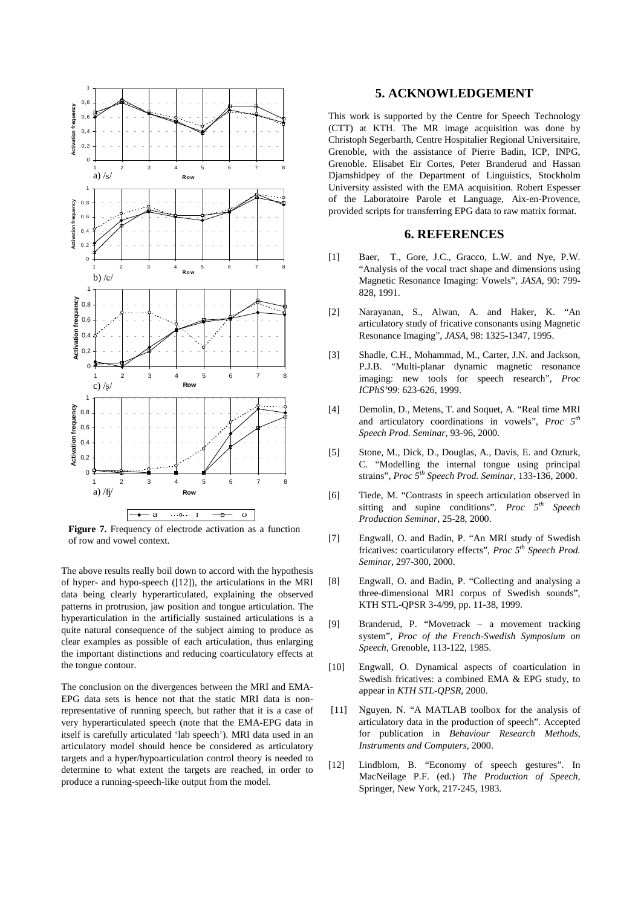1
0,8
0,6
0,4
0,2
0
Activation frequency
1 2 3 4 5 6 7 8
a) /s/
Row

1
0,8
0,6
0,4
0,2
0
Activation frequency
1 2 3 4 5 6 7 8
Row
b) /ɕ/

1
0,8
0,6
0,4
0,2
0
Activation frequency
1 2 3 4 5 6 7 8
c) /ʂ/
Row

1
0,8
0,6
0,4
0,2
0
Activation frequency
1 2 3 4 5 6 7 8
a) /ɧ/
Row

a ɪ ʊ

**Figure 7.** Frequency of electrode activation as a function of row and vowel context.

The above results really boil down to accord with the hypothesis of hyper- and hypo-speech ([12]), the articulations in the MRI data being clearly hyperarticulated, explaining the observed patterns in protrusion, jaw position and tongue articulation. The hyperarticulation in the artificially sustained articulations is a quite natural consequence of the subject aiming to produce as clear examples as possible of each articulation, thus enlarging the important distinctions and reducing coarticulatory effects at the tongue contour.

The conclusion on the divergences between the MRI and EMA-EPG data sets is hence not that the static MRI data is non-representative of running speech, but rather that it is a case of very hyperarticulated speech (note that the EMA-EPG data in itself is carefully articulated 'lab speech'). MRI data used in an articulatory model should hence be considered as articulatory targets and a hyper/hypoarticulation control theory is needed to determine to what extent the targets are reached, in order to produce a running-speech-like output from the model.

## 5. ACKNOWLEDGEMENT

This work is supported by the Centre for Speech Technology (CTT) at KTH. The MR image acquisition was done by Christoph Segerbarth, Centre Hospitalier Regional Universitaire, Grenoble, with the assistance of Pierre Badin, ICP, INPG, Grenoble. Elisabet Eir Cortes, Peter Branderud and Hassan Djamshidpey of the Department of Linguistics, Stockholm University assisted with the EMA acquisition. Robert Espesser of the Laboratoire Parole et Language, Aix-en-Provence, provided scripts for transferring EPG data to raw matrix format.

## 6. REFERENCES

[1] Baer, T., Gore, J.C., Gracco, L.W. and Nye, P.W. "Analysis of the vocal tract shape and dimensions using Magnetic Resonance Imaging: Vowels", *JASA*, 90: 799-828, 1991.

[2] Narayanan, S., Alwan, A. and Haker, K. "An articulatory study of fricative consonants using Magnetic Resonance Imaging", *JASA*, 98: 1325-1347, 1995.

[3] Shadle, C.H., Mohammad, M., Carter, J.N. and Jackson, P.J.B. "Multi-planar dynamic magnetic resonance imaging: new tools for speech research", *Proc ICPhS'99*: 623-626, 1999.

[4] Demolin, D., Metens, T. and Soquet, A. "Real time MRI and articulatory coordinations in vowels", *Proc 5th Speech Prod. Seminar*, 93-96, 2000.

[5] Stone, M., Dick, D., Douglas, A., Davis, E. and Ozturk, C. "Modelling the internal tongue using principal strains", *Proc 5th Speech Prod. Seminar*, 133-136, 2000.

[6] Tiede, M. "Contrasts in speech articulation observed in sitting and supine conditions". *Proc 5th Speech Production Seminar*, 25-28, 2000.

[7] Engwall, O. and Badin, P. "An MRI study of Swedish fricatives: coarticulatory effects", *Proc 5th Speech Prod. Seminar*, 297-300, 2000.

[8] Engwall, O. and Badin, P. "Collecting and analysing a three-dimensional MRI corpus of Swedish sounds", KTH STL-QPSR 3-4/99, pp. 11-38, 1999.

[9] Branderud, P. "Movetrack – a movement tracking system", *Proc of the French-Swedish Symposium on Speech*, Grenoble, 113-122, 1985.

[10] Engwall, O. Dynamical aspects of coarticulation in Swedish fricatives: a combined EMA & EPG study, to appear in *KTH STL-QPSR*, 2000.

[11] Nguyen, N. "A MATLAB toolbox for the analysis of articulatory data in the production of speech". Accepted for publication in *Behaviour Research Methods, Instruments and Computers*, 2000.

[12] Lindblom, B. "Economy of speech gestures". In MacNeilage P.F. (ed.) *The Production of Speech*, Springer, New York, 217-245, 1983.